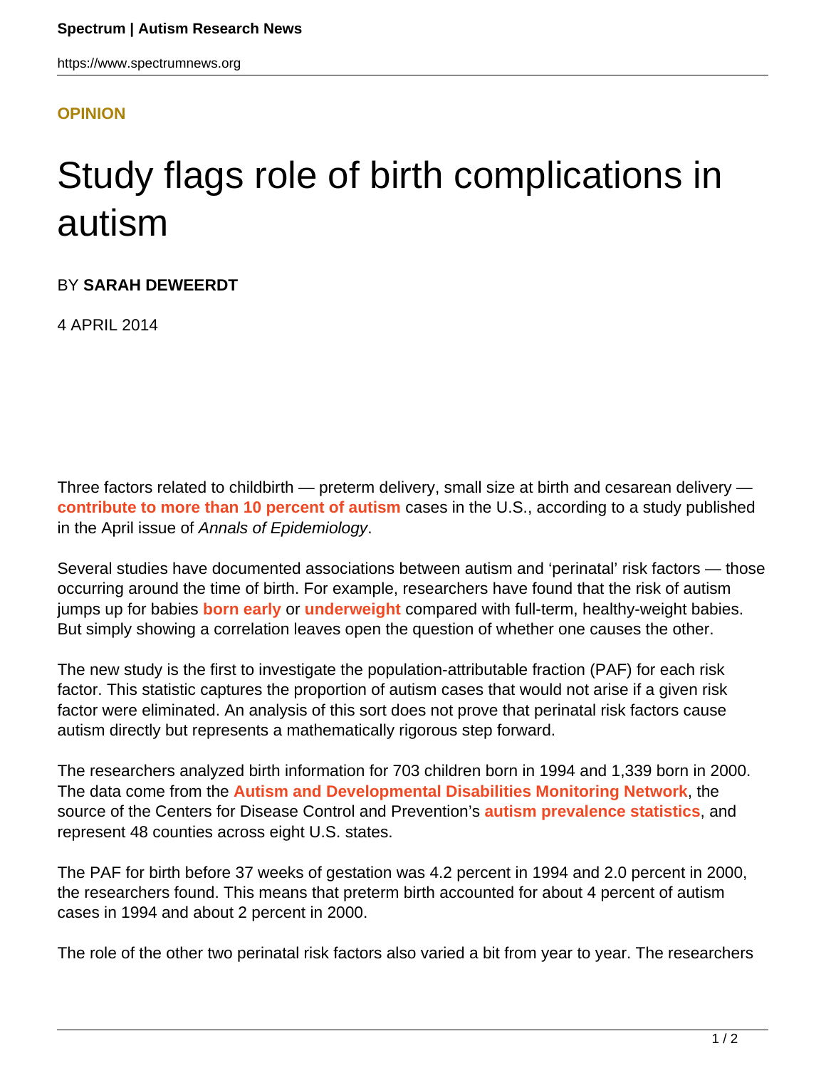OPINION

# Study flags role of birth complications in autism

BY **SARAH DEWEERDT**

4 APRIL 2014

Three factors related to childbirth — preterm delivery, small size at birth and cesarean delivery — **contribute to more than 10 percent of autism** cases in the U.S., according to a study published in the April issue of *Annals of Epidemiology*.

Several studies have documented associations between autism and 'perinatal' risk factors — those occurring around the time of birth. For example, researchers have found that the risk of autism jumps up for babies **born early** or **underweight** compared with full-term, healthy-weight babies. But simply showing a correlation leaves open the question of whether one causes the other.

The new study is the first to investigate the population-attributable fraction (PAF) for each risk factor. This statistic captures the proportion of autism cases that would not arise if a given risk factor were eliminated. An analysis of this sort does not prove that perinatal risk factors cause autism directly but represents a mathematically rigorous step forward.

The researchers analyzed birth information for 703 children born in 1994 and 1,339 born in 2000. The data come from the **Autism and Developmental Disabilities Monitoring Network**, the source of the Centers for Disease Control and Prevention's **autism prevalence statistics**, and represent 48 counties across eight U.S. states.

The PAF for birth before 37 weeks of gestation was 4.2 percent in 1994 and 2.0 percent in 2000, the researchers found. This means that preterm birth accounted for about 4 percent of autism cases in 1994 and about 2 percent in 2000.

The role of the other two perinatal risk factors also varied a bit from year to year. The researchers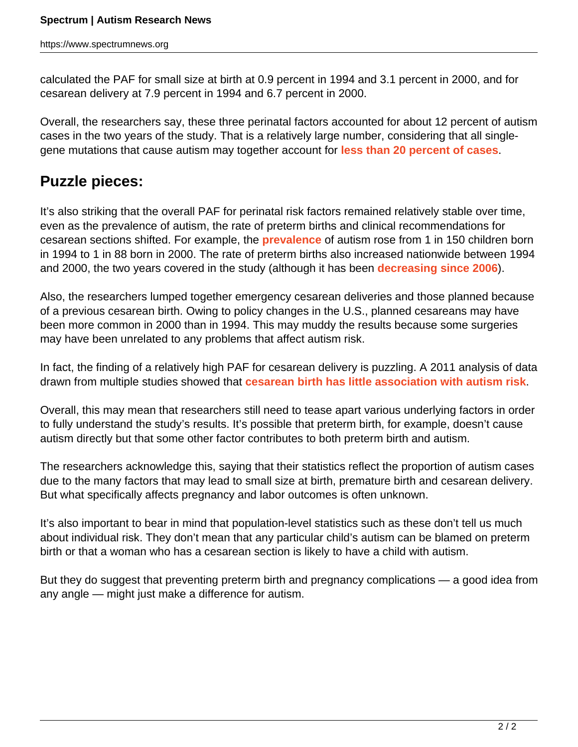calculated the PAF for small size at birth at 0.9 percent in 1994 and 3.1 percent in 2000, and for cesarean delivery at 7.9 percent in 1994 and 6.7 percent in 2000.

Overall, the researchers say, these three perinatal factors accounted for about 12 percent of autism cases in the two years of the study. That is a relatively large number, considering that all single-gene mutations that cause autism may together account for **less than 20 percent of cases**.

## Puzzle pieces:

It's also striking that the overall PAF for perinatal risk factors remained relatively stable over time, even as the prevalence of autism, the rate of preterm births and clinical recommendations for cesarean sections shifted. For example, the **prevalence** of autism rose from 1 in 150 children born in 1994 to 1 in 88 born in 2000. The rate of preterm births also increased nationwide between 1994 and 2000, the two years covered in the study (although it has been **decreasing since 2006**).

Also, the researchers lumped together emergency cesarean deliveries and those planned because of a previous cesarean birth. Owing to policy changes in the U.S., planned cesareans may have been more common in 2000 than in 1994. This may muddy the results because some surgeries may have been unrelated to any problems that affect autism risk.

In fact, the finding of a relatively high PAF for cesarean delivery is puzzling. A 2011 analysis of data drawn from multiple studies showed that **cesarean birth has little association with autism risk**.

Overall, this may mean that researchers still need to tease apart various underlying factors in order to fully understand the study's results. It's possible that preterm birth, for example, doesn't cause autism directly but that some other factor contributes to both preterm birth and autism.

The researchers acknowledge this, saying that their statistics reflect the proportion of autism cases due to the many factors that may lead to small size at birth, premature birth and cesarean delivery. But what specifically affects pregnancy and labor outcomes is often unknown.

It's also important to bear in mind that population-level statistics such as these don't tell us much about individual risk. They don't mean that any particular child's autism can be blamed on preterm birth or that a woman who has a cesarean section is likely to have a child with autism.

But they do suggest that preventing preterm birth and pregnancy complications — a good idea from any angle — might just make a difference for autism.